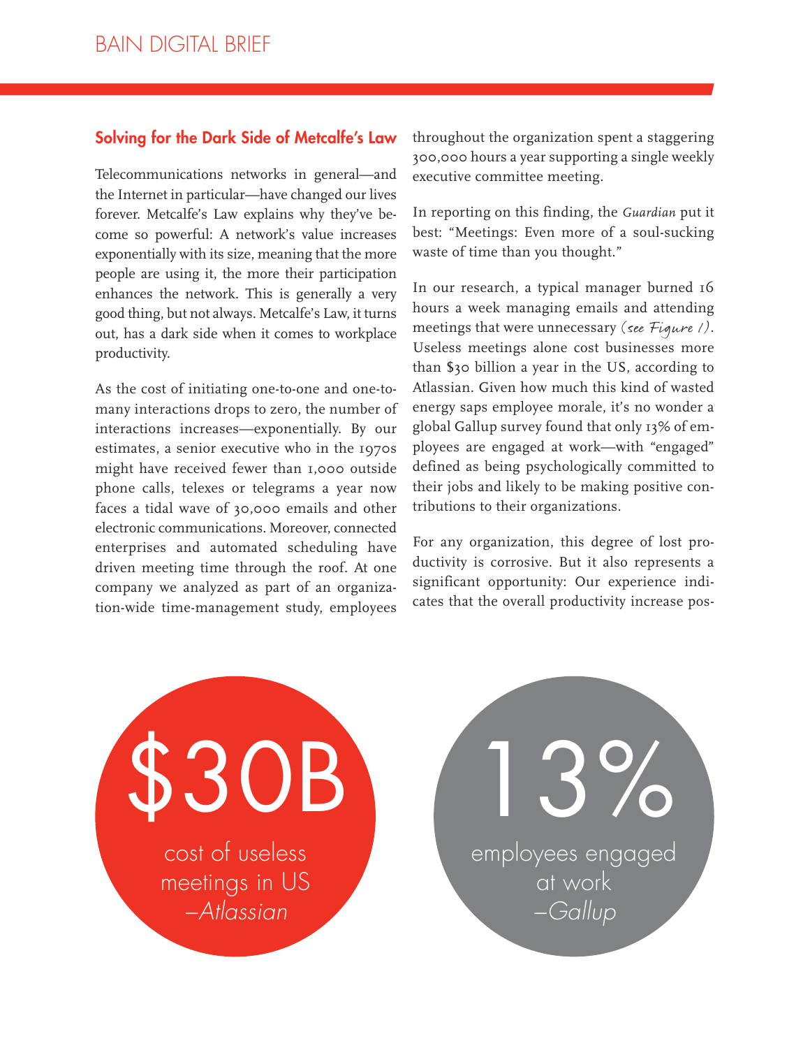## Solving for the Dark Side of Metcalfe's Law

Telecommunications networks in general—and the Internet in particular—have changed our lives forever. Metcalfe's Law explains why they've become so powerful: A network's value increases exponentially with its size, meaning that the more people are using it, the more their participation enhances the network. This is generally a very good thing, but not always. Metcalfe's Law, it turns out, has a dark side when it comes to workplace productivity.

As the cost of initiating one-to-one and one-to-many interactions drops to zero, the number of interactions increases—exponentially. By our estimates, a senior executive who in the 1970s might have received fewer than 1,000 outside phone calls, telexes or telegrams a year now faces a tidal wave of 30,000 emails and other electronic communications. Moreover, connected enterprises and automated scheduling have driven meeting time through the roof. At one company we analyzed as part of an organization-wide time-management study, employees throughout the organization spent a staggering 300,000 hours a year supporting a single weekly executive committee meeting.

In reporting on this finding, the *Guardian* put it best: "Meetings: Even more of a soul-sucking waste of time than you thought."

In our research, a typical manager burned 16 hours a week managing emails and attending meetings that were unnecessary *(see Figure 1)*. Useless meetings alone cost businesses more than $30 billion a year in the US, according to Atlassian. Given how much this kind of wasted energy saps employee morale, it's no wonder a global Gallup survey found that only 13% of employees are engaged at work—with "engaged" defined as being psychologically committed to their jobs and likely to be making positive contributions to their organizations.

For any organization, this degree of lost productivity is corrosive. But it also represents a significant opportunity: Our experience indicates that the overall productivity increase pos-

**$30B**
cost of useless meetings in US
*–Atlassian*

**13%**
employees engaged at work
*–Gallup*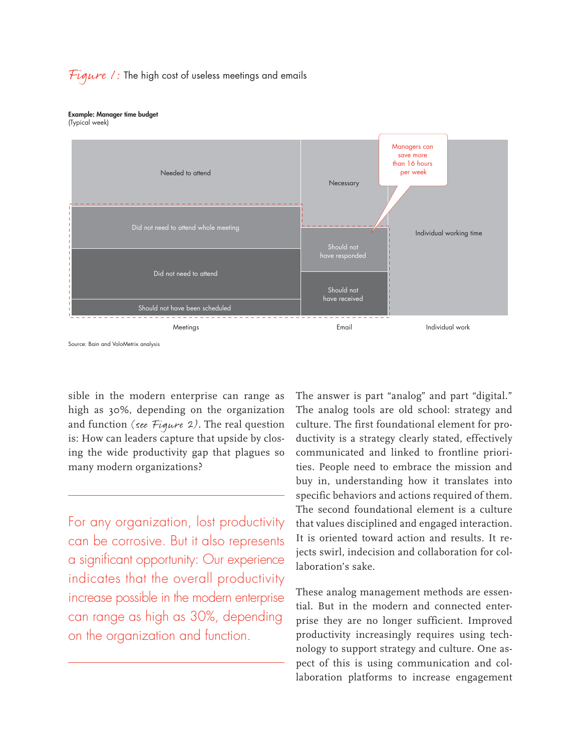*Figure 1:* The high cost of useless meetings and emails

**Example: Manager time budget**
(Typical week)

Needed to attend

Did not need to attend whole meeting

Did not need to attend

Should not have been scheduled

Necessary

Should not have responded

Should not have received

Managers can save more than 16 hours per week

Individual working time

Meetings

Email

Individual work

Source: Bain and VoloMetrix analysis

sible in the modern enterprise can range as high as 30%, depending on the organization and function (*see Figure 2*). The real question is: How can leaders capture that upside by closing the wide productivity gap that plagues so many modern organizations?

For any organization, lost productivity can be corrosive. But it also represents a significant opportunity: Our experience indicates that the overall productivity increase possible in the modern enterprise can range as high as 30%, depending on the organization and function.

The answer is part "analog" and part "digital." The analog tools are old school: strategy and culture. The first foundational element for productivity is a strategy clearly stated, effectively communicated and linked to frontline priorities. People need to embrace the mission and buy in, understanding how it translates into specific behaviors and actions required of them. The second foundational element is a culture that values disciplined and engaged interaction. It is oriented toward action and results. It rejects swirl, indecision and collaboration for collaboration's sake.

These analog management methods are essential. But in the modern and connected enterprise they are no longer sufficient. Improved productivity increasingly requires using technology to support strategy and culture. One aspect of this is using communication and collaboration platforms to increase engagement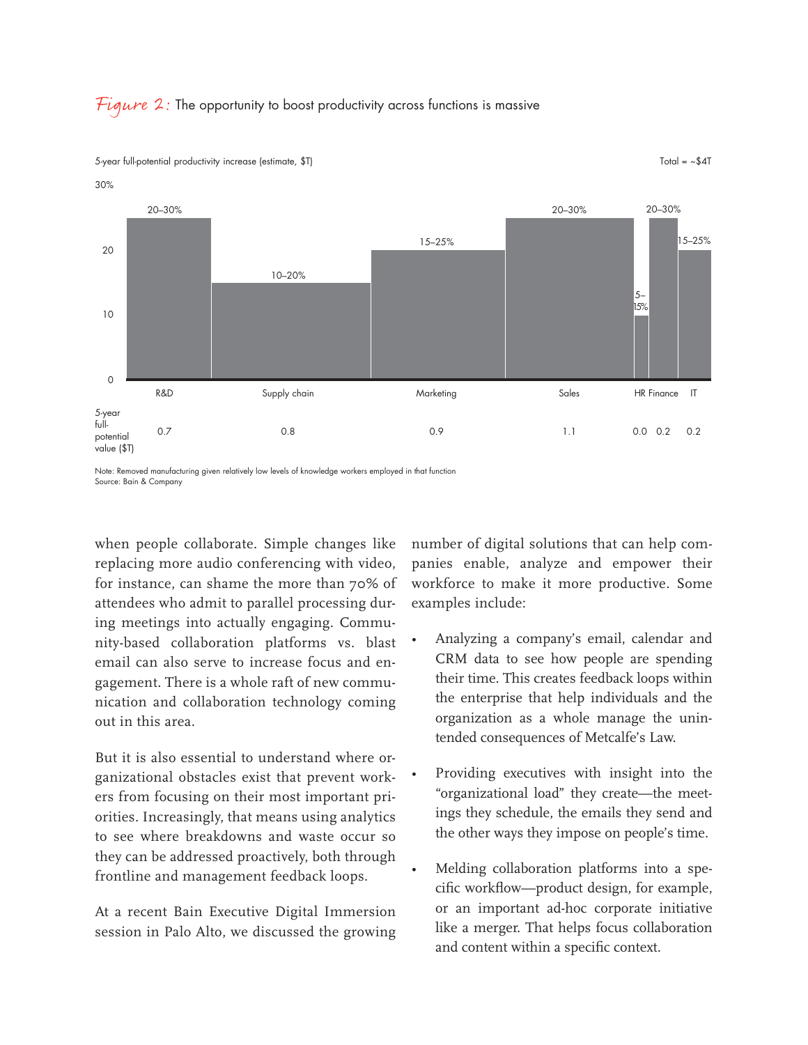*Figure 2:* The opportunity to boost productivity across functions is massive

5-year full-potential productivity increase (estimate, $T) — Total = ~$4T

| Function | Productivity increase | 5-year full-potential value ($T) |
|---|---|---|
| R&D | 20–30% | 0.7 |
| Supply chain | 10–20% | 0.8 |
| Marketing | 15–25% | 0.9 |
| Sales | 20–30% | 1.1 |
| HR | 5–15% | 0.0 |
| Finance | 20–30% | 0.2 |
| IT | 15–25% | 0.2 |

Note: Removed manufacturing given relatively low levels of knowledge workers employed in that function
Source: Bain & Company

when people collaborate. Simple changes like replacing more audio conferencing with video, for instance, can shame the more than 70% of attendees who admit to parallel processing during meetings into actually engaging. Community-based collaboration platforms vs. blast email can also serve to increase focus and engagement. There is a whole raft of new communication and collaboration technology coming out in this area.

But it is also essential to understand where organizational obstacles exist that prevent workers from focusing on their most important priorities. Increasingly, that means using analytics to see where breakdowns and waste occur so they can be addressed proactively, both through frontline and management feedback loops.

At a recent Bain Executive Digital Immersion session in Palo Alto, we discussed the growing number of digital solutions that can help companies enable, analyze and empower their workforce to make it more productive. Some examples include:

- Analyzing a company's email, calendar and CRM data to see how people are spending their time. This creates feedback loops within the enterprise that help individuals and the organization as a whole manage the unintended consequences of Metcalfe's Law.
- Providing executives with insight into the "organizational load" they create—the meetings they schedule, the emails they send and the other ways they impose on people's time.
- Melding collaboration platforms into a specific workflow—product design, for example, or an important ad-hoc corporate initiative like a merger. That helps focus collaboration and content within a specific context.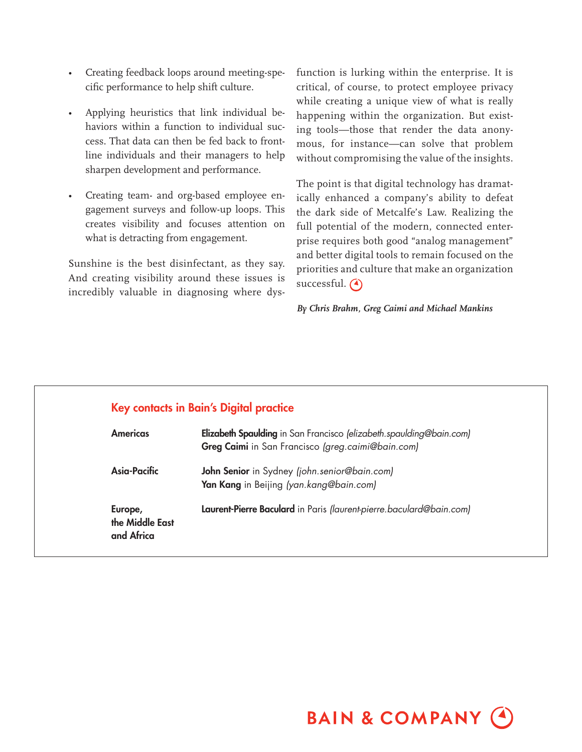- Creating feedback loops around meeting-specific performance to help shift culture.

- Applying heuristics that link individual behaviors within a function to individual success. That data can then be fed back to frontline individuals and their managers to help sharpen development and performance.

- Creating team- and org-based employee engagement surveys and follow-up loops. This creates visibility and focuses attention on what is detracting from engagement.

Sunshine is the best disinfectant, as they say. And creating visibility around these issues is incredibly valuable in diagnosing where dysfunction is lurking within the enterprise. It is critical, of course, to protect employee privacy while creating a unique view of what is really happening within the organization. But existing tools—those that render the data anonymous, for instance—can solve that problem without compromising the value of the insights.

The point is that digital technology has dramatically enhanced a company's ability to defeat the dark side of Metcalfe's Law. Realizing the full potential of the modern, connected enterprise requires both good "analog management" and better digital tools to remain focused on the priorities and culture that make an organization successful.

*By Chris Brahm, Greg Caimi and Michael Mankins*

## Key contacts in Bain's Digital practice

| | |
|---|---|
| **Americas** | **Elizabeth Spaulding** in San Francisco *(elizabeth.spaulding@bain.com)*<br>**Greg Caimi** in San Francisco *(greg.caimi@bain.com)* |
| **Asia-Pacific** | **John Senior** in Sydney *(john.senior@bain.com)*<br>**Yan Kang** in Beijing *(yan.kang@bain.com)* |
| **Europe, the Middle East and Africa** | **Laurent-Pierre Baculard** in Paris *(laurent-pierre.baculard@bain.com)* |

BAIN & COMPANY